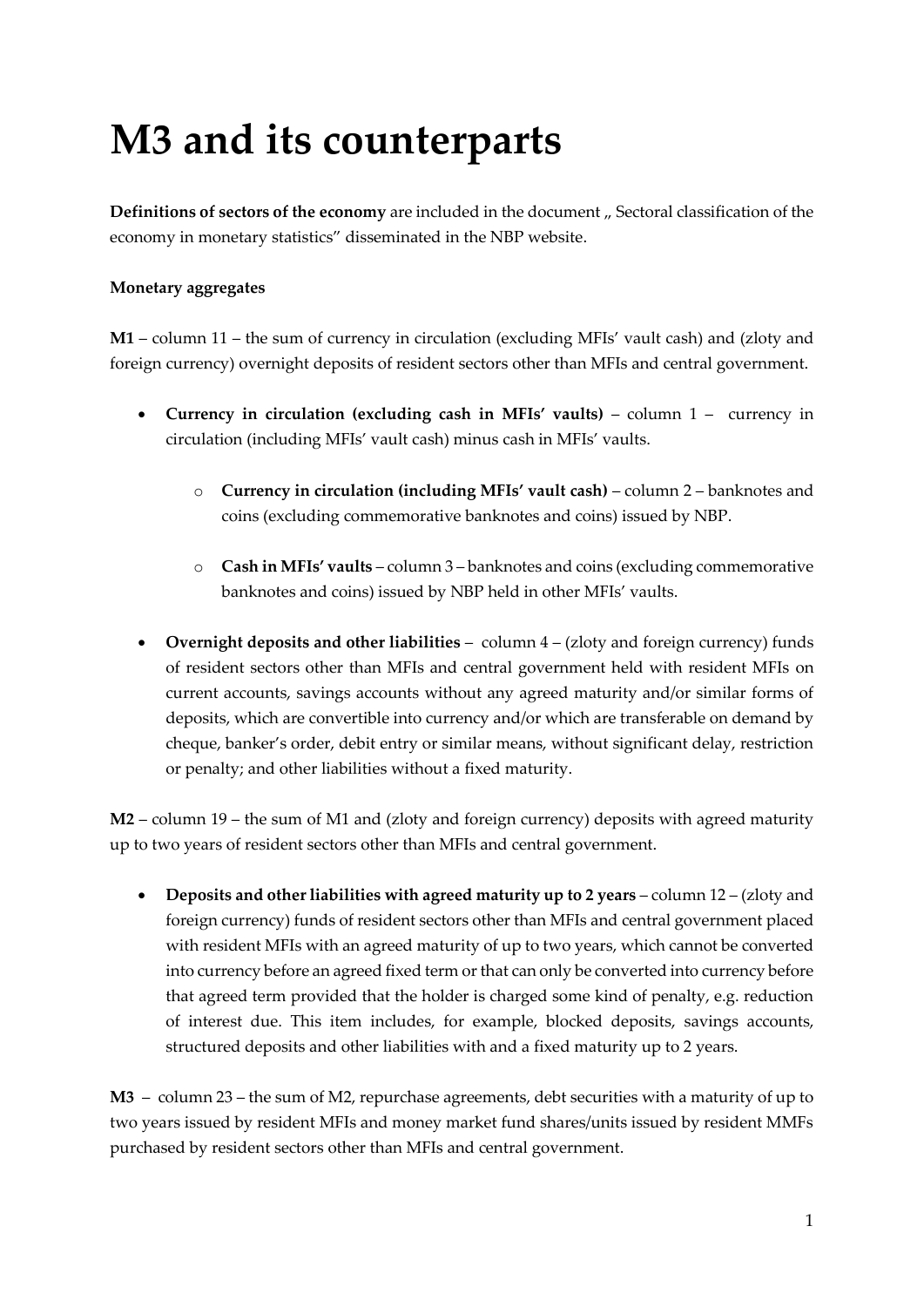# M3 and its counterparts

**Definitions of sectors of the economy** are included in the document „ Sectoral classification of the economy in monetary statistics" disseminated in the NBP website.

**Monetary aggregates**

**M1** – column 11 – the sum of currency in circulation (excluding MFIs' vault cash) and (zloty and foreign currency) overnight deposits of resident sectors other than MFIs and central government.

- **Currency in circulation (excluding cash in MFIs' vaults)** – column 1 – currency in circulation (including MFIs' vault cash) minus cash in MFIs' vaults.
  - **Currency in circulation (including MFIs' vault cash)** – column 2 – banknotes and coins (excluding commemorative banknotes and coins) issued by NBP.
  - **Cash in MFIs' vaults** – column 3 – banknotes and coins (excluding commemorative banknotes and coins) issued by NBP held in other MFIs' vaults.
- **Overnight deposits and other liabilities** – column 4 – (zloty and foreign currency) funds of resident sectors other than MFIs and central government held with resident MFIs on current accounts, savings accounts without any agreed maturity and/or similar forms of deposits, which are convertible into currency and/or which are transferable on demand by cheque, banker's order, debit entry or similar means, without significant delay, restriction or penalty; and other liabilities without a fixed maturity.

**M2** – column 19 – the sum of M1 and (zloty and foreign currency) deposits with agreed maturity up to two years of resident sectors other than MFIs and central government.

- **Deposits and other liabilities with agreed maturity up to 2 years** – column 12 – (zloty and foreign currency) funds of resident sectors other than MFIs and central government placed with resident MFIs with an agreed maturity of up to two years, which cannot be converted into currency before an agreed fixed term or that can only be converted into currency before that agreed term provided that the holder is charged some kind of penalty, e.g. reduction of interest due. This item includes, for example, blocked deposits, savings accounts, structured deposits and other liabilities with and a fixed maturity up to 2 years.

**M3** – column 23 – the sum of M2, repurchase agreements, debt securities with a maturity of up to two years issued by resident MFIs and money market fund shares/units issued by resident MMFs purchased by resident sectors other than MFIs and central government.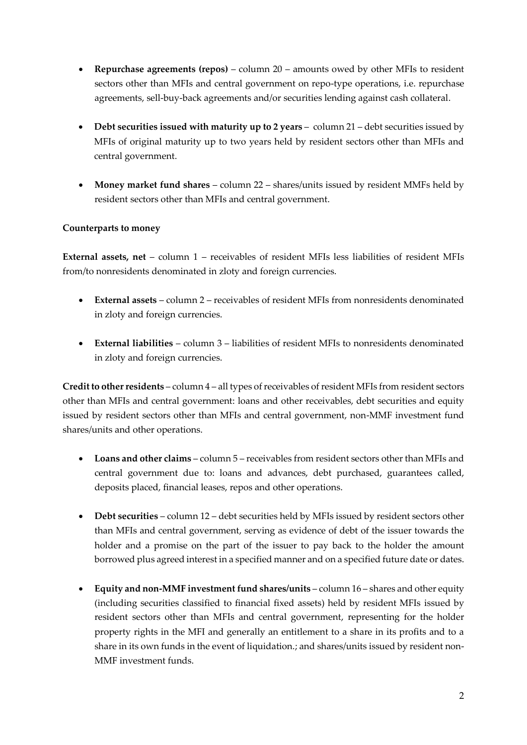- **Repurchase agreements (repos)** – column 20 – amounts owed by other MFIs to resident sectors other than MFIs and central government on repo-type operations, i.e. repurchase agreements, sell-buy-back agreements and/or securities lending against cash collateral.

- **Debt securities issued with maturity up to 2 years** – column 21 – debt securities issued by MFIs of original maturity up to two years held by resident sectors other than MFIs and central government.

- **Money market fund shares** – column 22 – shares/units issued by resident MMFs held by resident sectors other than MFIs and central government.

**Counterparts to money**

**External assets, net** – column 1 – receivables of resident MFIs less liabilities of resident MFIs from/to nonresidents denominated in zloty and foreign currencies.

- **External assets** – column 2 – receivables of resident MFIs from nonresidents denominated in zloty and foreign currencies.

- **External liabilities** – column 3 – liabilities of resident MFIs to nonresidents denominated in zloty and foreign currencies.

**Credit to other residents** – column 4 – all types of receivables of resident MFIs from resident sectors other than MFIs and central government: loans and other receivables, debt securities and equity issued by resident sectors other than MFIs and central government, non-MMF investment fund shares/units and other operations.

- **Loans and other claims** – column 5 – receivables from resident sectors other than MFIs and central government due to: loans and advances, debt purchased, guarantees called, deposits placed, financial leases, repos and other operations.

- **Debt securities** – column 12 – debt securities held by MFIs issued by resident sectors other than MFIs and central government, serving as evidence of debt of the issuer towards the holder and a promise on the part of the issuer to pay back to the holder the amount borrowed plus agreed interest in a specified manner and on a specified future date or dates.

- **Equity and non-MMF investment fund shares/units** – column 16 – shares and other equity (including securities classified to financial fixed assets) held by resident MFIs issued by resident sectors other than MFIs and central government, representing for the holder property rights in the MFI and generally an entitlement to a share in its profits and to a share in its own funds in the event of liquidation.; and shares/units issued by resident non-MMF investment funds.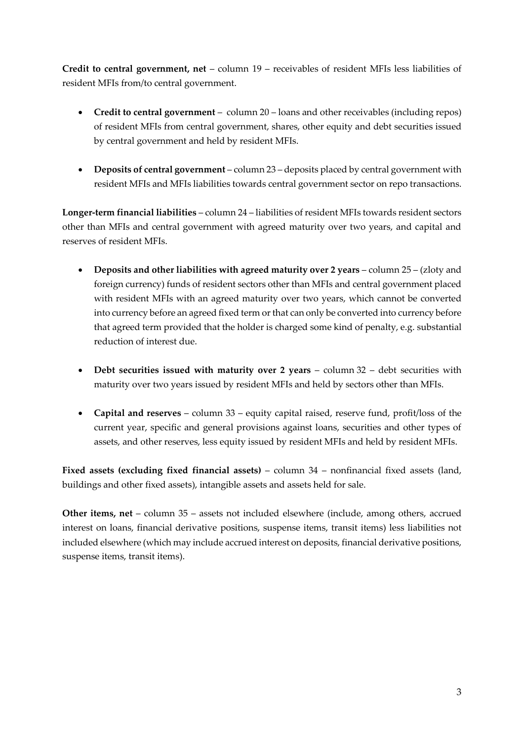**Credit to central government, net** – column 19 – receivables of resident MFIs less liabilities of resident MFIs from/to central government.

- **Credit to central government** – column 20 – loans and other receivables (including repos) of resident MFIs from central government, shares, other equity and debt securities issued by central government and held by resident MFIs.

- **Deposits of central government** – column 23 – deposits placed by central government with resident MFIs and MFIs liabilities towards central government sector on repo transactions.

**Longer-term financial liabilities** – column 24 – liabilities of resident MFIs towards resident sectors other than MFIs and central government with agreed maturity over two years, and capital and reserves of resident MFIs.

- **Deposits and other liabilities with agreed maturity over 2 years** – column 25 – (zloty and foreign currency) funds of resident sectors other than MFIs and central government placed with resident MFIs with an agreed maturity over two years, which cannot be converted into currency before an agreed fixed term or that can only be converted into currency before that agreed term provided that the holder is charged some kind of penalty, e.g. substantial reduction of interest due.

- **Debt securities issued with maturity over 2 years** – column 32 – debt securities with maturity over two years issued by resident MFIs and held by sectors other than MFIs.

- **Capital and reserves** – column 33 – equity capital raised, reserve fund, profit/loss of the current year, specific and general provisions against loans, securities and other types of assets, and other reserves, less equity issued by resident MFIs and held by resident MFIs.

**Fixed assets (excluding fixed financial assets)** – column 34 – nonfinancial fixed assets (land, buildings and other fixed assets), intangible assets and assets held for sale.

**Other items, net** – column 35 – assets not included elsewhere (include, among others, accrued interest on loans, financial derivative positions, suspense items, transit items) less liabilities not included elsewhere (which may include accrued interest on deposits, financial derivative positions, suspense items, transit items).